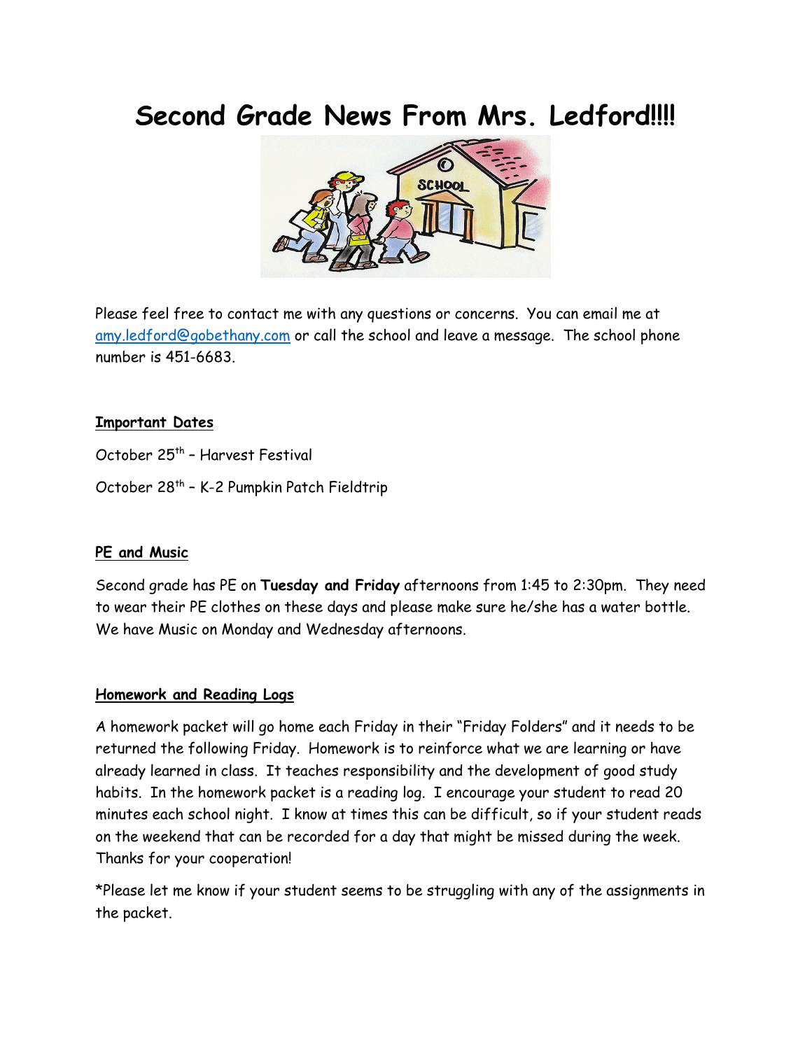# Second Grade News From Mrs. Ledford!!!!

Please feel free to contact me with any questions or concerns. You can email me at amy.ledford@gobethany.com or call the school and leave a message. The school phone number is 451-6683.

**Important Dates**

October 25th – Harvest Festival

October 28th – K-2 Pumpkin Patch Fieldtrip

**PE and Music**

Second grade has PE on **Tuesday and Friday** afternoons from 1:45 to 2:30pm. They need to wear their PE clothes on these days and please make sure he/she has a water bottle. We have Music on Monday and Wednesday afternoons.

**Homework and Reading Logs**

A homework packet will go home each Friday in their "Friday Folders" and it needs to be returned the following Friday. Homework is to reinforce what we are learning or have already learned in class. It teaches responsibility and the development of good study habits. In the homework packet is a reading log. I encourage your student to read 20 minutes each school night. I know at times this can be difficult, so if your student reads on the weekend that can be recorded for a day that might be missed during the week. Thanks for your cooperation!

*Please let me know if your student seems to be struggling with any of the assignments in the packet.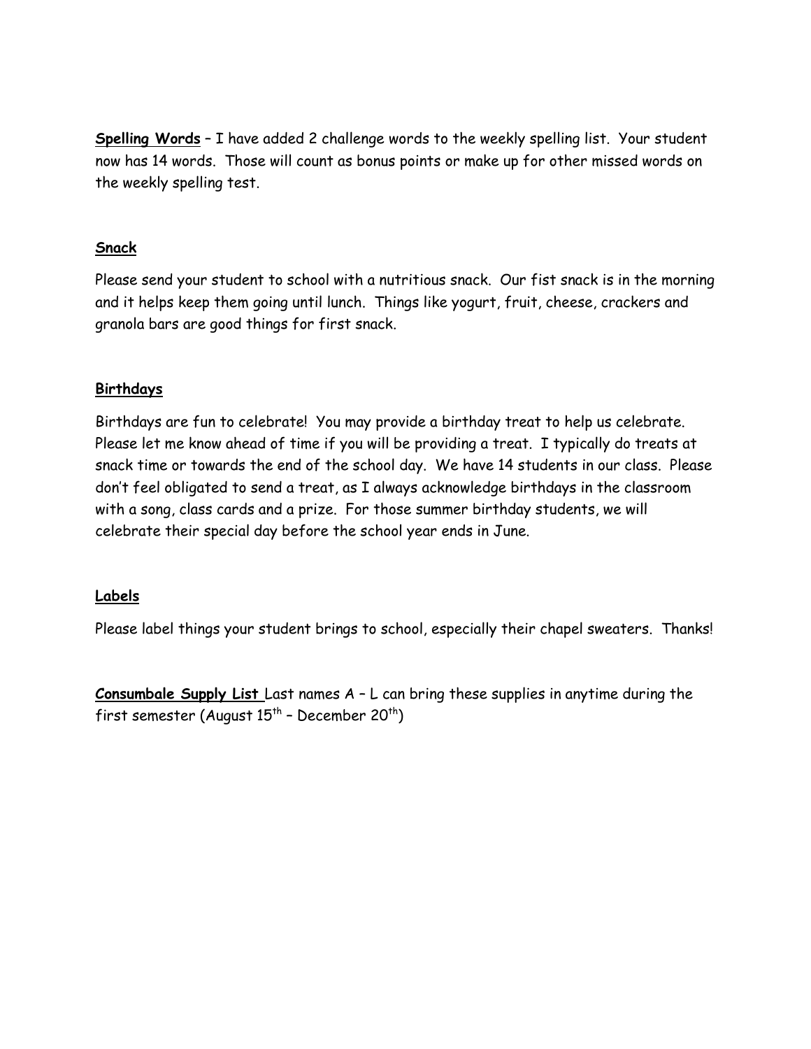**<u>Spelling Words</u>** – I have added 2 challenge words to the weekly spelling list. Your student now has 14 words. Those will count as bonus points or make up for other missed words on the weekly spelling test.

**<u>Snack</u>**

Please send your student to school with a nutritious snack. Our fist snack is in the morning and it helps keep them going until lunch. Things like yogurt, fruit, cheese, crackers and granola bars are good things for first snack.

**<u>Birthdays</u>**

Birthdays are fun to celebrate! You may provide a birthday treat to help us celebrate. Please let me know ahead of time if you will be providing a treat. I typically do treats at snack time or towards the end of the school day. We have 14 students in our class. Please don't feel obligated to send a treat, as I always acknowledge birthdays in the classroom with a song, class cards and a prize. For those summer birthday students, we will celebrate their special day before the school year ends in June.

**<u>Labels</u>**

Please label things your student brings to school, especially their chapel sweaters. Thanks!

**<u>Consumbale Supply List</u>** Last names A – L can bring these supplies in anytime during the first semester (August 15th – December 20th)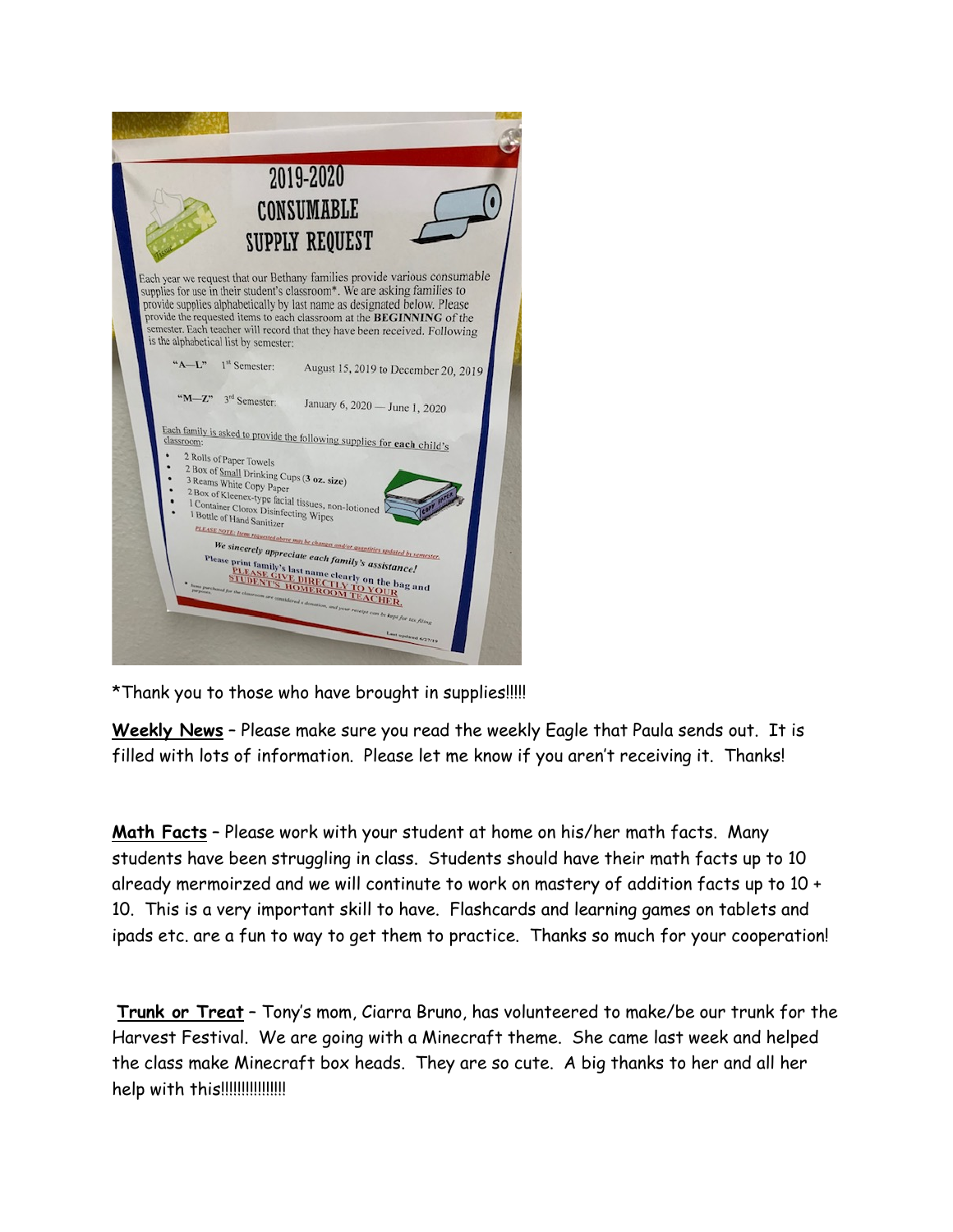# 2019-2020 CONSUMABLE SUPPLY REQUEST

Each year we request that our Bethany families provide various consumable supplies for use in their student's classroom*. We are asking families to provide supplies alphabetically by last name as designated below. Please provide the requested items to each classroom at the **BEGINNING** of the semester. Each teacher will record that they have been received. Following is the alphabetical list by semester:

| | | |
|---|---|---|
| "A—L" | 1st Semester: | August 15, 2019 to December 20, 2019 |
| "M—Z" | 3rd Semester: | January 6, 2020 — June 1, 2020 |

Each family is asked to provide the following supplies for **each** child's classroom:

- 2 Rolls of Paper Towels
- 2 Box of Small Drinking Cups (3 oz. size)
- 3 Reams White Copy Paper
- 2 Box of Kleenex-type facial tissues, non-lotioned
- 1 Container Clorox Disinfecting Wipes
- 1 Bottle of Hand Sanitizer

PLEASE NOTE: Items requested above may be changed and/or quantities updated by semester.

***We sincerely appreciate each family's assistance!***

Please print family's last name clearly on the bag and PLEASE GIVE DIRECTLY TO YOUR STUDENT'S HOMEROOM TEACHER.

* Items purchased for the classroom are considered a donation, and your receipt can be kept for tax filing purposes.

Last updated 6/27/19

*Thank you to those who have brought in supplies!!!!!

**Weekly News** – Please make sure you read the weekly Eagle that Paula sends out. It is filled with lots of information. Please let me know if you aren't receiving it. Thanks!

**Math Facts** – Please work with your student at home on his/her math facts. Many students have been struggling in class. Students should have their math facts up to 10 already mermoirzed and we will contintute to work on mastery of addition facts up to 10 + 10. This is a very important skill to have. Flashcards and learning games on tablets and ipads etc. are a fun to way to get them to practice. Thanks so much for your cooperation!

**Trunk or Treat** – Tony's mom, Ciarra Bruno, has volunteered to make/be our trunk for the Harvest Festival. We are going with a Minecraft theme. She came last week and helped the class make Minecraft box heads. They are so cute. A big thanks to her and all her help with this!!!!!!!!!!!!!!!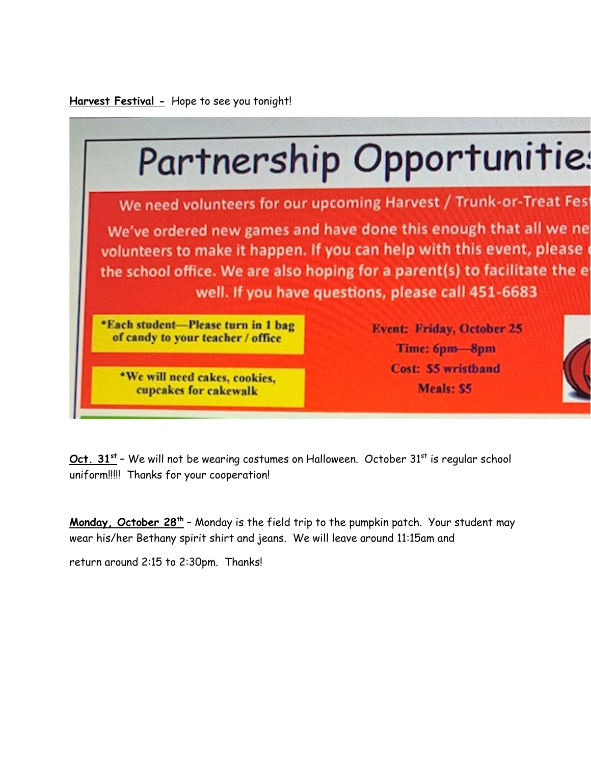**Harvest Festival -** Hope to see you tonight!

# Partnership Opportunitie

We need volunteers for our upcoming Harvest / Trunk-or-Treat Fes

We've ordered new games and have done this enough that all we ne volunteers to make it happen. If you can help with this event, please the school office. We are also hoping for a parent(s) to facilitate the e well. If you have questions, please call 451-6683

*Each student—Please turn in 1 bag of candy to your teacher / office

*We will need cakes, cookies, cupcakes for cakewalk

Event: Friday, October 25
Time: 6pm—8pm
Cost: $5 wristband
Meals: $5

**Oct. 31st** – We will not be wearing costumes on Halloween. October 31st is regular school uniform!!!!! Thanks for your cooperation!

**Monday, October 28th** – Monday is the field trip to the pumpkin patch. Your student may wear his/her Bethany spirit shirt and jeans. We will leave around 11:15am and return around 2:15 to 2:30pm. Thanks!